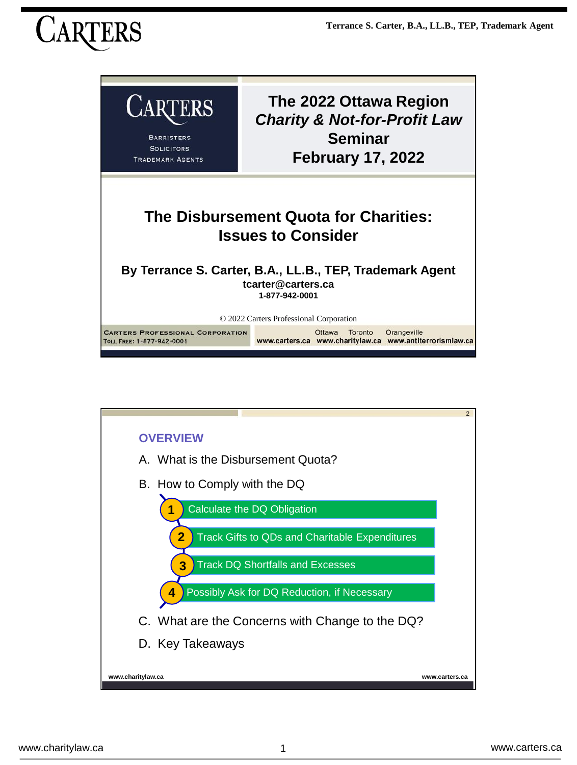# The 2022 Ottawa Region *Charity & Not-for-Profit Law* Seminar
**February 17, 2022**

CARTERS
BARRISTERS
SOLICITORS
TRADEMARK AGENTS

## The Disbursement Quota for Charities: Issues to Consider

**By Terrance S. Carter, B.A., LL.B., TEP, Trademark Agent**
**tcarter@carters.ca**
**1-877-942-0001**

© 2022 Carters Professional Corporation

CARTERS PROFESSIONAL CORPORATION
TOLL FREE: 1-877-942-0001
Ottawa Toronto Orangeville
www.carters.ca www.charitylaw.ca www.antiterrorismlaw.ca

---

### OVERVIEW

A. What is the Disbursement Quota?

B. How to Comply with the DQ

1. Calculate the DQ Obligation
2. Track Gifts to QDs and Charitable Expenditures
3. Track DQ Shortfalls and Excesses
4. Possibly Ask for DQ Reduction, if Necessary

C. What are the Concerns with Change to the DQ?

D. Key Takeaways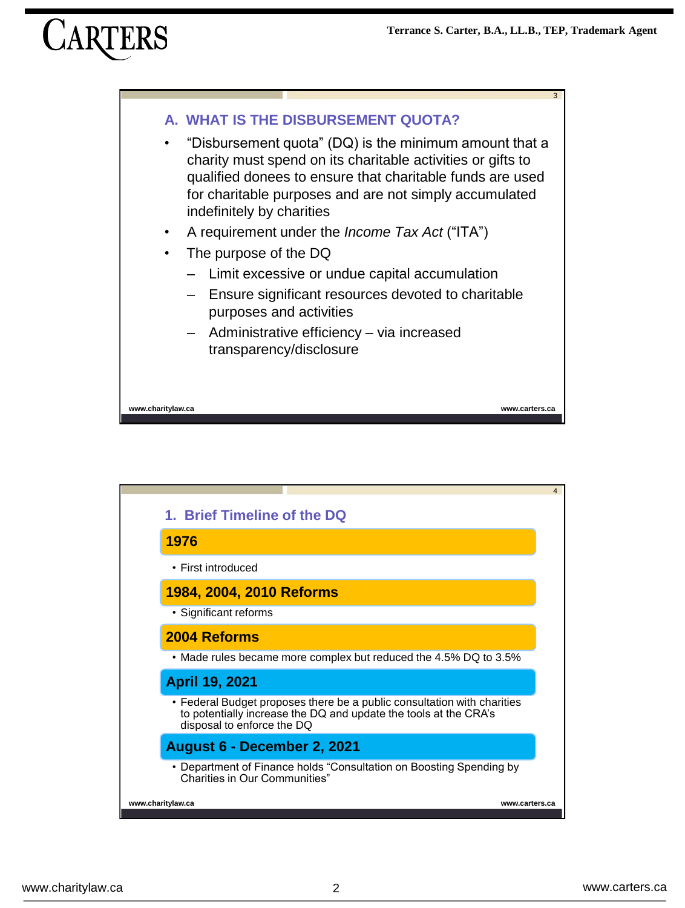## A. WHAT IS THE DISBURSEMENT QUOTA?

- "Disbursement quota" (DQ) is the minimum amount that a charity must spend on its charitable activities or gifts to qualified donees to ensure that charitable funds are used for charitable purposes and are not simply accumulated indefinitely by charities
- A requirement under the *Income Tax Act* ("ITA")
- The purpose of the DQ
  - Limit excessive or undue capital accumulation
  - Ensure significant resources devoted to charitable purposes and activities
  - Administrative efficiency – via increased transparency/disclosure

### 1. Brief Timeline of the DQ

**1976**

- First introduced

**1984, 2004, 2010 Reforms**

- Significant reforms

**2004 Reforms**

- Made rules became more complex but reduced the 4.5% DQ to 3.5%

**April 19, 2021**

- Federal Budget proposes there be a public consultation with charities to potentially increase the DQ and update the tools at the CRA's disposal to enforce the DQ

**August 6 - December 2, 2021**

- Department of Finance holds "Consultation on Boosting Spending by Charities in Our Communities"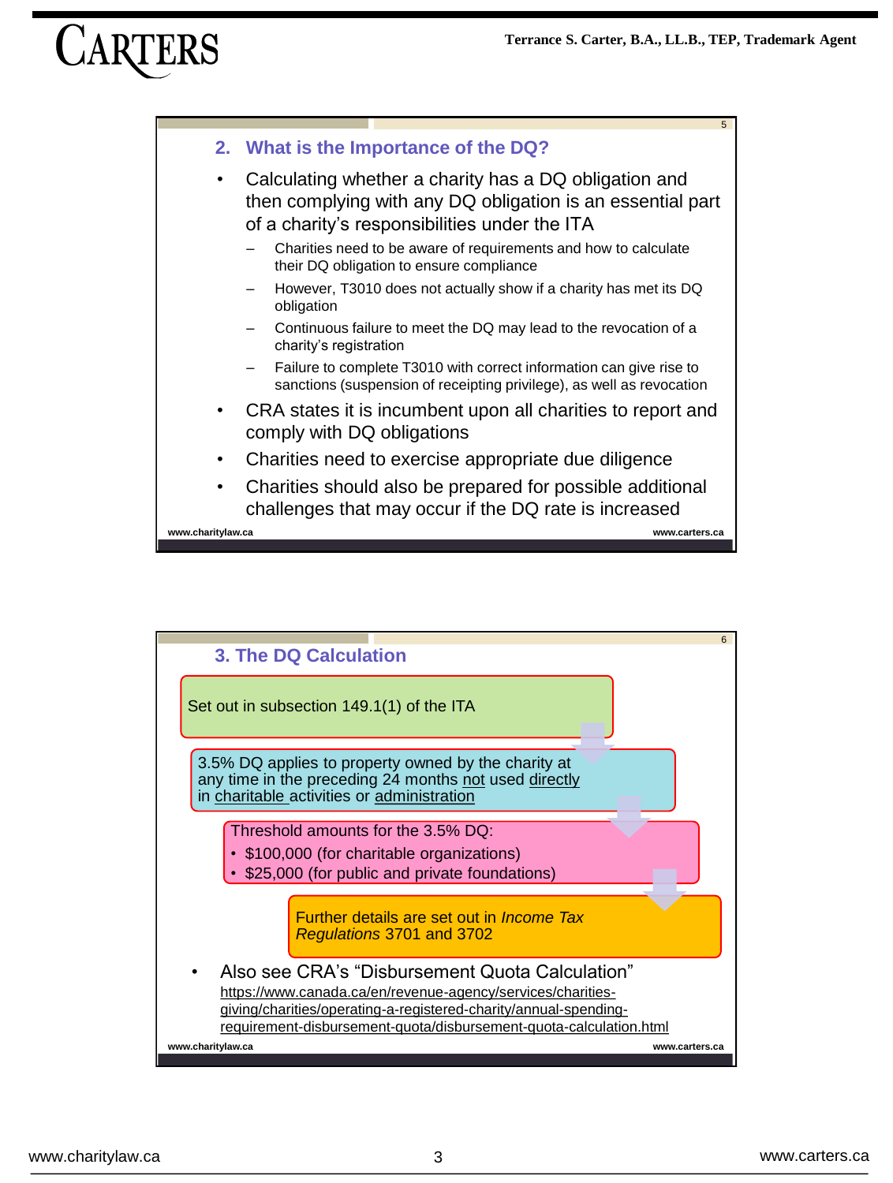## 2. What is the Importance of the DQ?

- Calculating whether a charity has a DQ obligation and then complying with any DQ obligation is an essential part of a charity's responsibilities under the ITA
  - Charities need to be aware of requirements and how to calculate their DQ obligation to ensure compliance
  - However, T3010 does not actually show if a charity has met its DQ obligation
  - Continuous failure to meet the DQ may lead to the revocation of a charity's registration
  - Failure to complete T3010 with correct information can give rise to sanctions (suspension of receipting privilege), as well as revocation
- CRA states it is incumbent upon all charities to report and comply with DQ obligations
- Charities need to exercise appropriate due diligence
- Charities should also be prepared for possible additional challenges that may occur if the DQ rate is increased

## 3. The DQ Calculation

Set out in subsection 149.1(1) of the ITA

3.5% DQ applies to property owned by the charity at any time in the preceding 24 months not used directly in charitable activities or administration

Threshold amounts for the 3.5% DQ:
- $100,000 (for charitable organizations)
- $25,000 (for public and private foundations)

Further details are set out in *Income Tax Regulations* 3701 and 3702

- Also see CRA's "Disbursement Quota Calculation" https://www.canada.ca/en/revenue-agency/services/charities-giving/charities/operating-a-registered-charity/annual-spending-requirement-disbursement-quota/disbursement-quota-calculation.html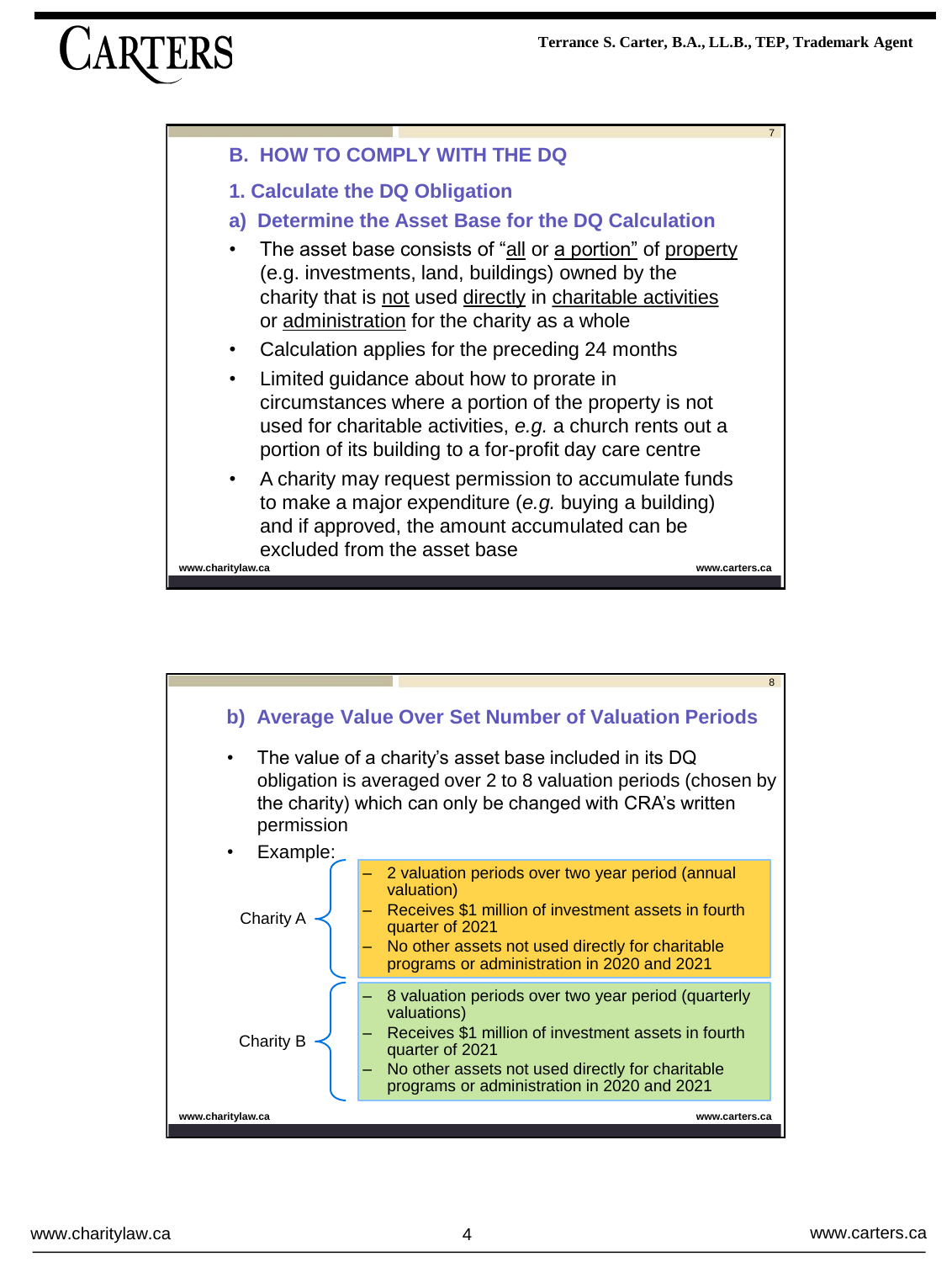## B. HOW TO COMPLY WITH THE DQ

### 1. Calculate the DQ Obligation

#### a) Determine the Asset Base for the DQ Calculation

- The asset base consists of "all or a portion" of property (e.g. investments, land, buildings) owned by the charity that is not used directly in charitable activities or administration for the charity as a whole
- Calculation applies for the preceding 24 months
- Limited guidance about how to prorate in circumstances where a portion of the property is not used for charitable activities, *e.g.* a church rents out a portion of its building to a for-profit day care centre
- A charity may request permission to accumulate funds to make a major expenditure (*e.g.* buying a building) and if approved, the amount accumulated can be excluded from the asset base

#### b) Average Value Over Set Number of Valuation Periods

- The value of a charity's asset base included in its DQ obligation is averaged over 2 to 8 valuation periods (chosen by the charity) which can only be changed with CRA's written permission
- Example:

Charity A
- 2 valuation periods over two year period (annual valuation)
- Receives $1 million of investment assets in fourth quarter of 2021
- No other assets not used directly for charitable programs or administration in 2020 and 2021

Charity B
- 8 valuation periods over two year period (quarterly valuations)
- Receives $1 million of investment assets in fourth quarter of 2021
- No other assets not used directly for charitable programs or administration in 2020 and 2021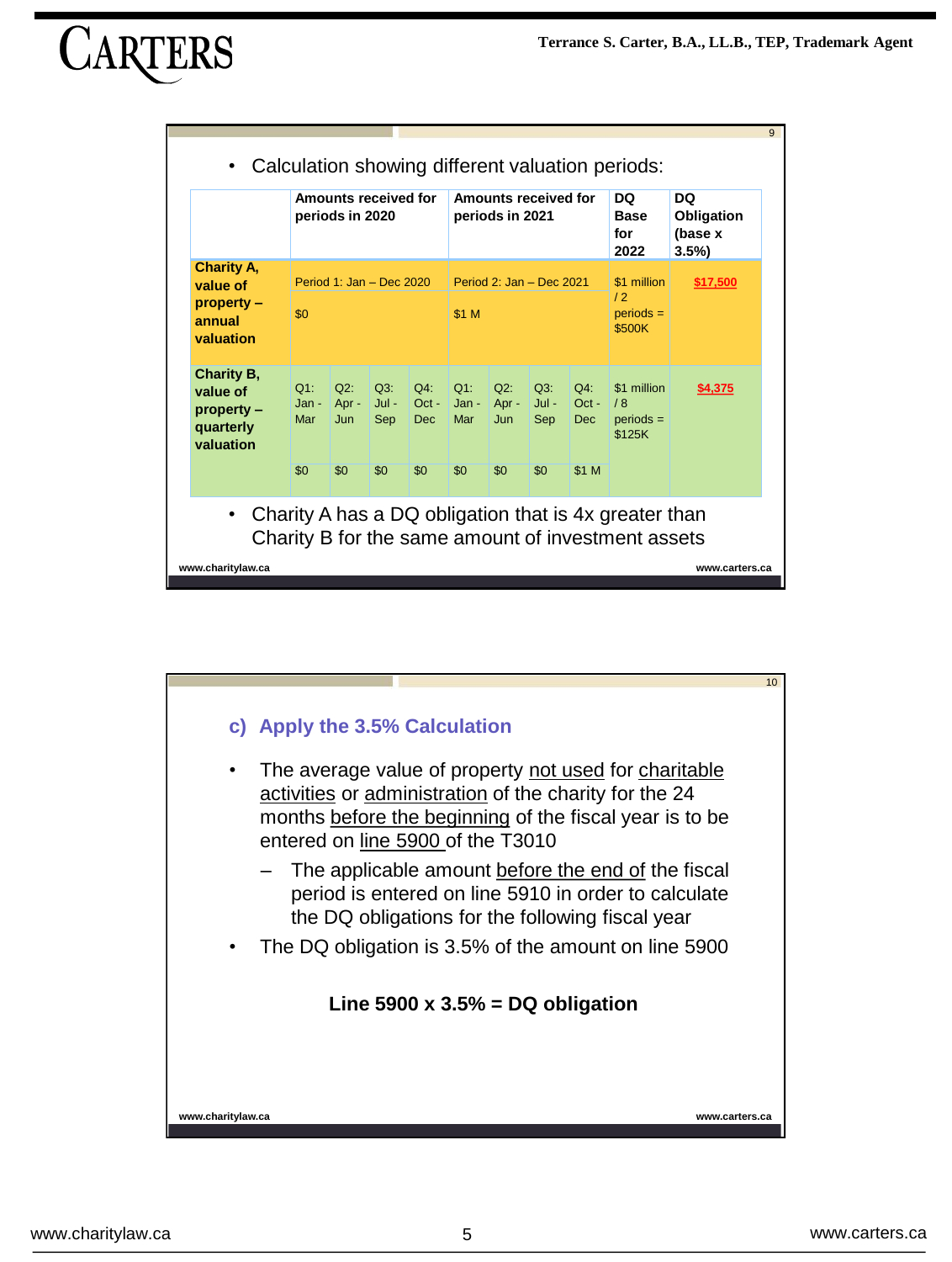- Calculation showing different valuation periods:

| | Amounts received for periods in 2020 | | | | Amounts received for periods in 2021 | | | | DQ Base for 2022 | DQ Obligation (base x 3.5%) |
|---|---|---|---|---|---|---|---|---|---|---|
| **Charity A, value of property – annual valuation** | Period 1: Jan – Dec 2020 | | | | Period 2: Jan – Dec 2021 | | | | $1 million / 2 periods = $500K | **$17,500** |
| | $0 | | | | $1 M | | | | | |
| **Charity B, value of property – quarterly valuation** | Q1: Jan - Mar | Q2: Apr - Jun | Q3: Jul - Sep | Q4: Oct - Dec | Q1: Jan - Mar | Q2: Apr - Jun | Q3: Jul - Sep | Q4: Oct - Dec | $1 million / 8 periods = $125K | **$4,375** |
| | $0 | $0 | $0 | $0 | $0 | $0 | $0 | $1 M | | |

- Charity A has a DQ obligation that is 4x greater than Charity B for the same amount of investment assets

## c) Apply the 3.5% Calculation

- The average value of property not used for charitable activities or administration of the charity for the 24 months before the beginning of the fiscal year is to be entered on line 5900 of the T3010
  - The applicable amount before the end of the fiscal period is entered on line 5910 in order to calculate the DQ obligations for the following fiscal year
- The DQ obligation is 3.5% of the amount on line 5900

**Line 5900 x 3.5% = DQ obligation**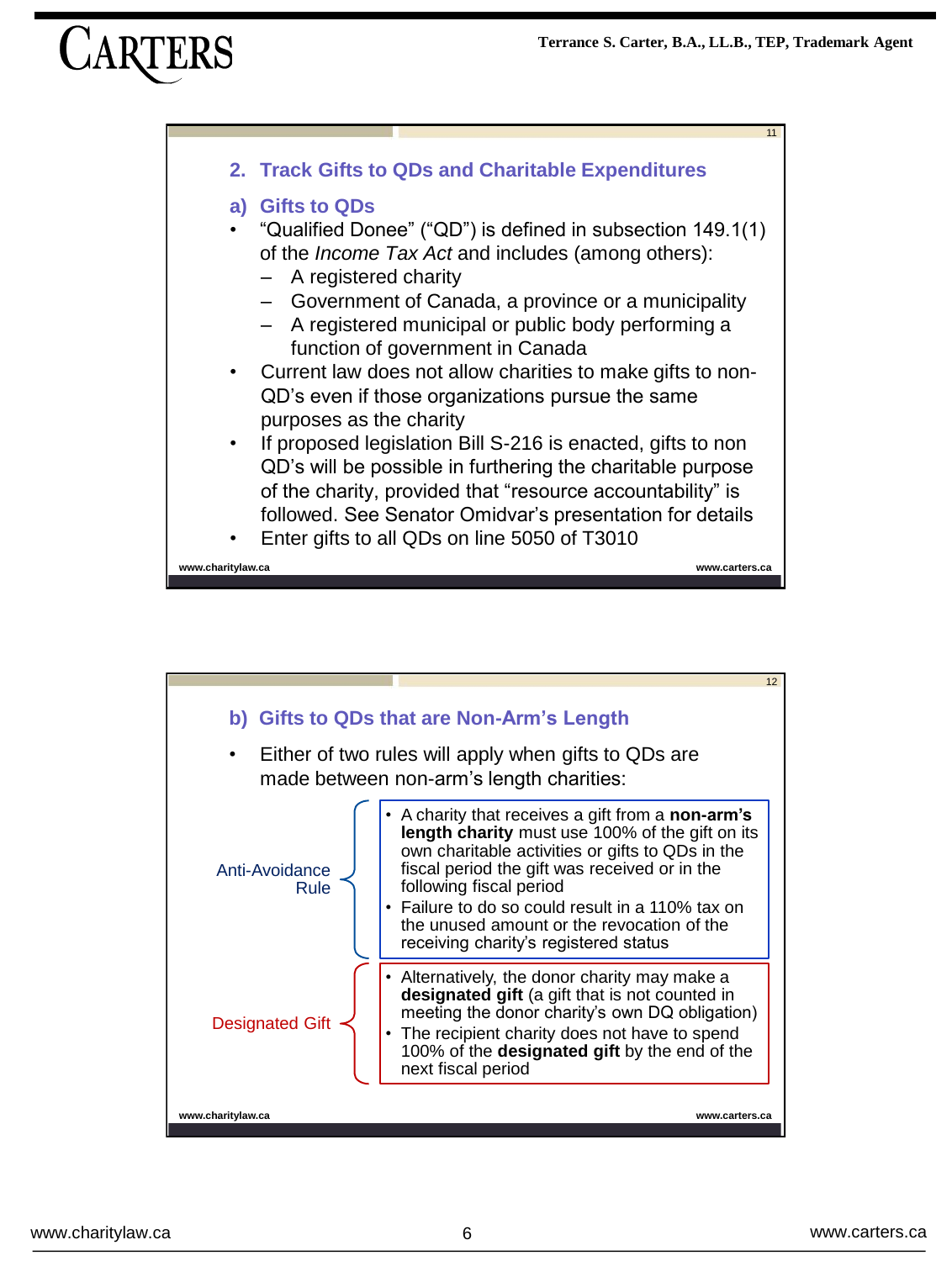## 2. Track Gifts to QDs and Charitable Expenditures

### a) Gifts to QDs

- "Qualified Donee" ("QD") is defined in subsection 149.1(1) of the *Income Tax Act* and includes (among others):
  - A registered charity
  - Government of Canada, a province or a municipality
  - A registered municipal or public body performing a function of government in Canada
- Current law does not allow charities to make gifts to non-QD's even if those organizations pursue the same purposes as the charity
- If proposed legislation Bill S-216 is enacted, gifts to non QD's will be possible in furthering the charitable purpose of the charity, provided that "resource accountability" is followed. See Senator Omidvar's presentation for details
- Enter gifts to all QDs on line 5050 of T3010

### b) Gifts to QDs that are Non-Arm's Length

- Either of two rules will apply when gifts to QDs are made between non-arm's length charities:

**Anti-Avoidance Rule**

- A charity that receives a gift from a **non-arm's length charity** must use 100% of the gift on its own charitable activities or gifts to QDs in the fiscal period the gift was received or in the following fiscal period
- Failure to do so could result in a 110% tax on the unused amount or the revocation of the receiving charity's registered status

**Designated Gift**

- Alternatively, the donor charity may make a **designated gift** (a gift that is not counted in meeting the donor charity's own DQ obligation)
- The recipient charity does not have to spend 100% of the **designated gift** by the end of the next fiscal period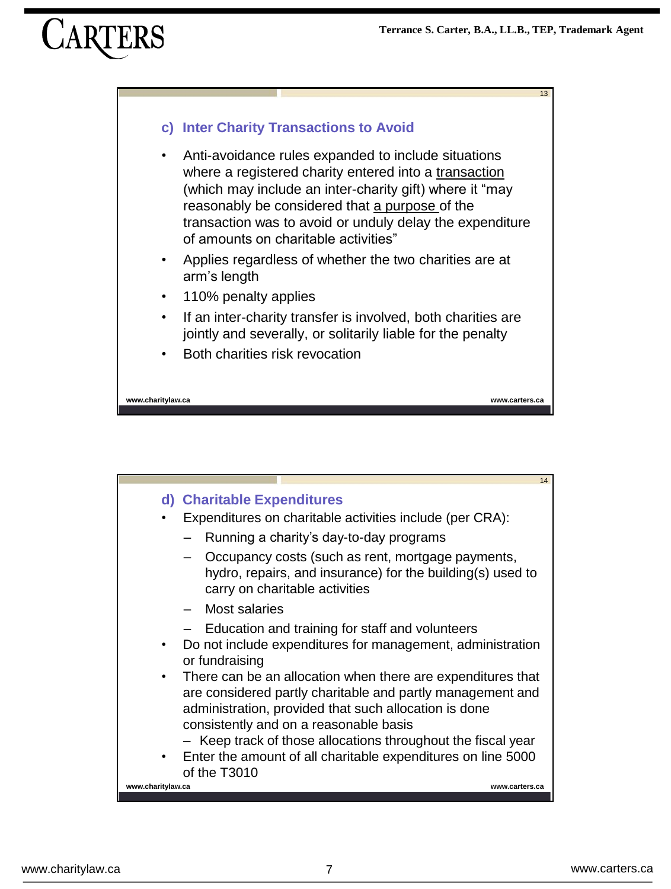### c) Inter Charity Transactions to Avoid

- Anti-avoidance rules expanded to include situations where a registered charity entered into a transaction (which may include an inter-charity gift) where it "may reasonably be considered that a purpose of the transaction was to avoid or unduly delay the expenditure of amounts on charitable activities"
- Applies regardless of whether the two charities are at arm's length
- 110% penalty applies
- If an inter-charity transfer is involved, both charities are jointly and severally, or solitarily liable for the penalty
- Both charities risk revocation

### d) Charitable Expenditures

- Expenditures on charitable activities include (per CRA):
  - Running a charity's day-to-day programs
  - Occupancy costs (such as rent, mortgage payments, hydro, repairs, and insurance) for the building(s) used to carry on charitable activities
  - Most salaries
  - Education and training for staff and volunteers
- Do not include expenditures for management, administration or fundraising
- There can be an allocation when there are expenditures that are considered partly charitable and partly management and administration, provided that such allocation is done consistently and on a reasonable basis
  - Keep track of those allocations throughout the fiscal year
- Enter the amount of all charitable expenditures on line 5000 of the T3010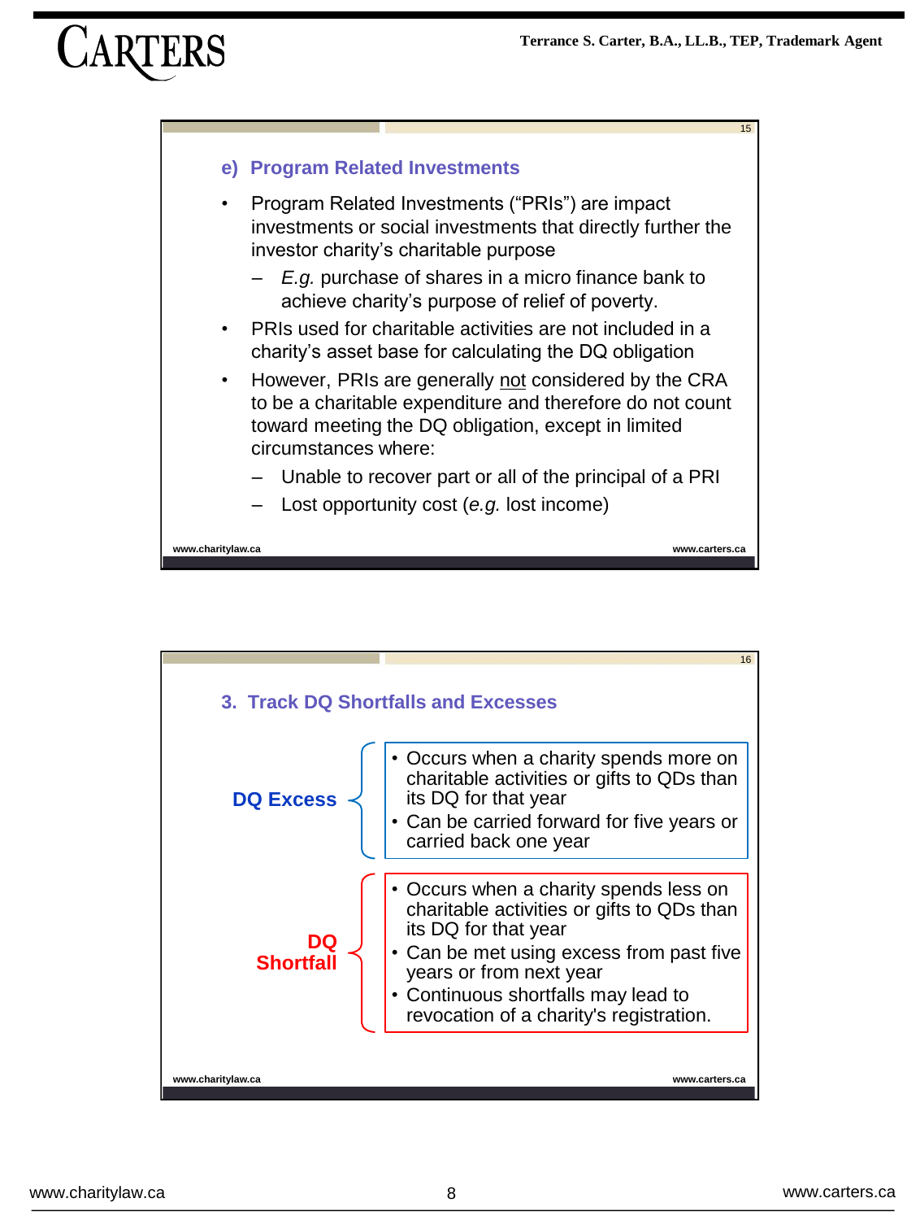## e) Program Related Investments

- Program Related Investments ("PRIs") are impact investments or social investments that directly further the investor charity's charitable purpose
  - *E.g.* purchase of shares in a micro finance bank to achieve charity's purpose of relief of poverty.
- PRIs used for charitable activities are not included in a charity's asset base for calculating the DQ obligation
- However, PRIs are generally not considered by the CRA to be a charitable expenditure and therefore do not count toward meeting the DQ obligation, except in limited circumstances where:
  - Unable to recover part or all of the principal of a PRI
  - Lost opportunity cost (*e.g.* lost income)

## 3. Track DQ Shortfalls and Excesses

**DQ Excess**

- Occurs when a charity spends more on charitable activities or gifts to QDs than its DQ for that year
- Can be carried forward for five years or carried back one year

**DQ Shortfall**

- Occurs when a charity spends less on charitable activities or gifts to QDs than its DQ for that year
- Can be met using excess from past five years or from next year
- Continuous shortfalls may lead to revocation of a charity's registration.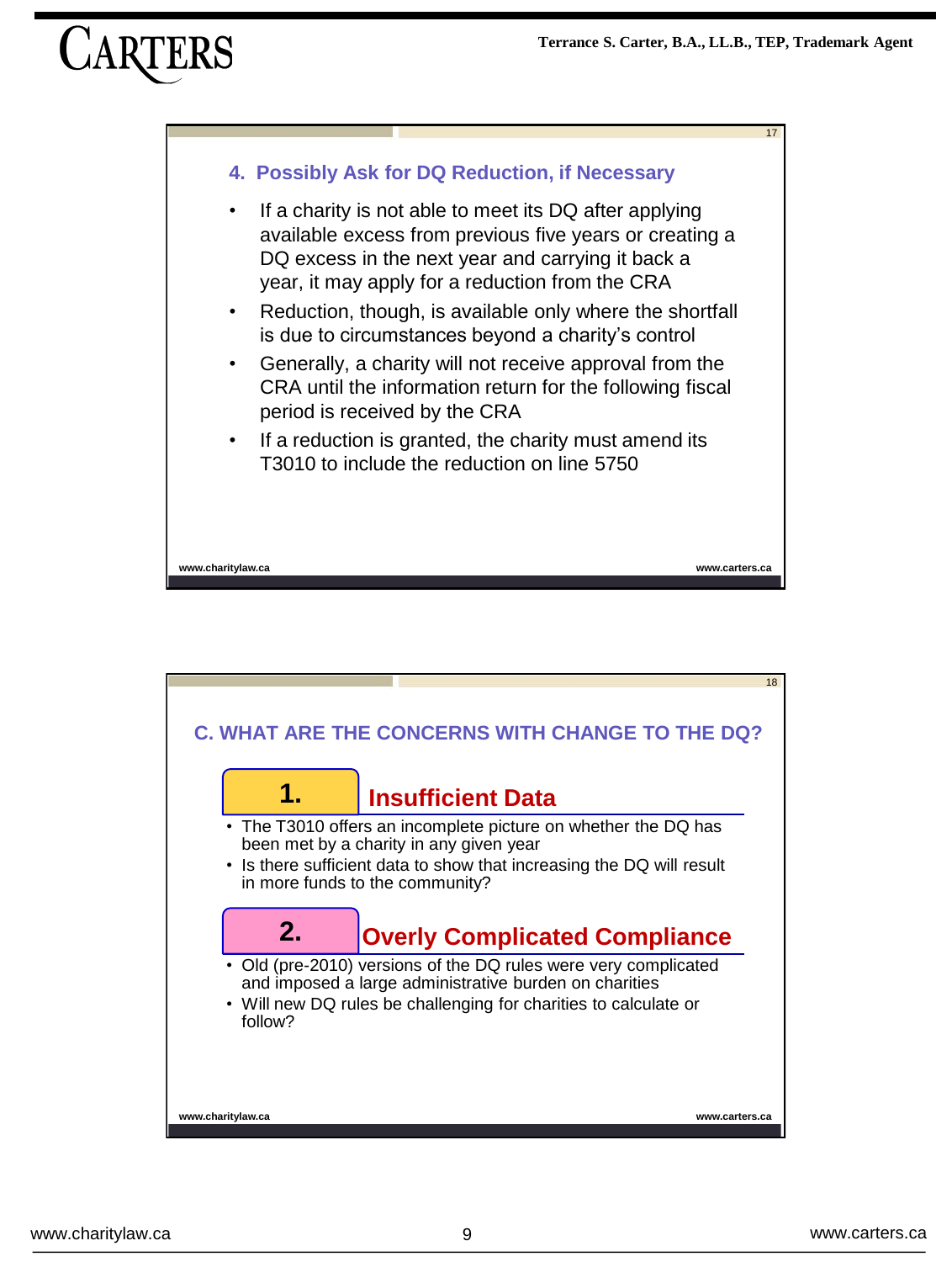### 4. Possibly Ask for DQ Reduction, if Necessary

- If a charity is not able to meet its DQ after applying available excess from previous five years or creating a DQ excess in the next year and carrying it back a year, it may apply for a reduction from the CRA
- Reduction, though, is available only where the shortfall is due to circumstances beyond a charity's control
- Generally, a charity will not receive approval from the CRA until the information return for the following fiscal period is received by the CRA
- If a reduction is granted, the charity must amend its T3010 to include the reduction on line 5750

## C. WHAT ARE THE CONCERNS WITH CHANGE TO THE DQ?

### 1. Insufficient Data

- The T3010 offers an incomplete picture on whether the DQ has been met by a charity in any given year
- Is there sufficient data to show that increasing the DQ will result in more funds to the community?

### 2. Overly Complicated Compliance

- Old (pre-2010) versions of the DQ rules were very complicated and imposed a large administrative burden on charities
- Will new DQ rules be challenging for charities to calculate or follow?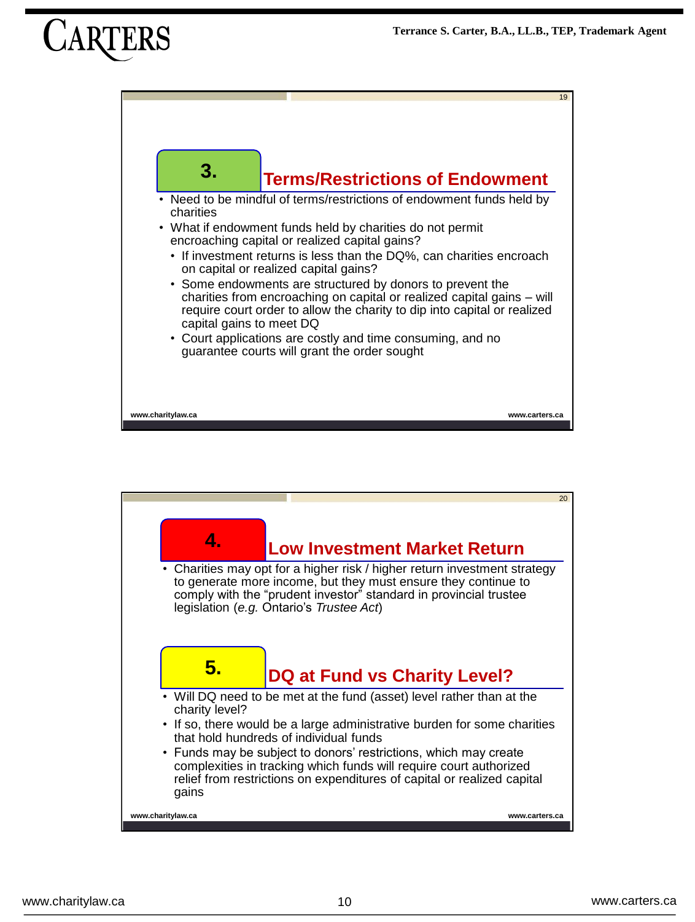## 3. Terms/Restrictions of Endowment

- Need to be mindful of terms/restrictions of endowment funds held by charities
- What if endowment funds held by charities do not permit encroaching capital or realized capital gains?
  - If investment returns is less than the DQ%, can charities encroach on capital or realized capital gains?
  - Some endowments are structured by donors to prevent the charities from encroaching on capital or realized capital gains – will require court order to allow the charity to dip into capital or realized capital gains to meet DQ
  - Court applications are costly and time consuming, and no guarantee courts will grant the order sought

## 4. Low Investment Market Return

- Charities may opt for a higher risk / higher return investment strategy to generate more income, but they must ensure they continue to comply with the "prudent investor" standard in provincial trustee legislation (*e.g.* Ontario's *Trustee Act*)

## 5. DQ at Fund vs Charity Level?

- Will DQ need to be met at the fund (asset) level rather than at the charity level?
- If so, there would be a large administrative burden for some charities that hold hundreds of individual funds
- Funds may be subject to donors' restrictions, which may create complexities in tracking which funds will require court authorized relief from restrictions on expenditures of capital or realized capital gains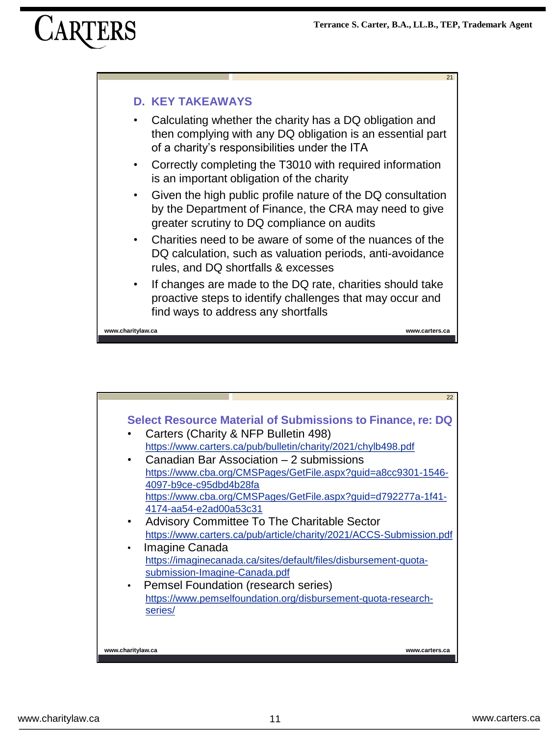## D. KEY TAKEAWAYS

- Calculating whether the charity has a DQ obligation and then complying with any DQ obligation is an essential part of a charity's responsibilities under the ITA
- Correctly completing the T3010 with required information is an important obligation of the charity
- Given the high public profile nature of the DQ consultation by the Department of Finance, the CRA may need to give greater scrutiny to DQ compliance on audits
- Charities need to be aware of some of the nuances of the DQ calculation, such as valuation periods, anti-avoidance rules, and DQ shortfalls & excesses
- If changes are made to the DQ rate, charities should take proactive steps to identify challenges that may occur and find ways to address any shortfalls

## Select Resource Material of Submissions to Finance, re: DQ

- Carters (Charity & NFP Bulletin 498)
  https://www.carters.ca/pub/bulletin/charity/2021/chylb498.pdf
- Canadian Bar Association – 2 submissions
  https://www.cba.org/CMSPages/GetFile.aspx?guid=a8cc9301-1546-4097-b9ce-c95dbd4b28fa
  https://www.cba.org/CMSPages/GetFile.aspx?guid=d792277a-1f41-4174-aa54-e2ad00a53c31
- Advisory Committee To The Charitable Sector
  https://www.carters.ca/pub/article/charity/2021/ACCS-Submission.pdf
- Imagine Canada
  https://imaginecanada.ca/sites/default/files/disbursement-quota-submission-Imagine-Canada.pdf
- Pemsel Foundation (research series)
  https://www.pemselfoundation.org/disbursement-quota-research-series/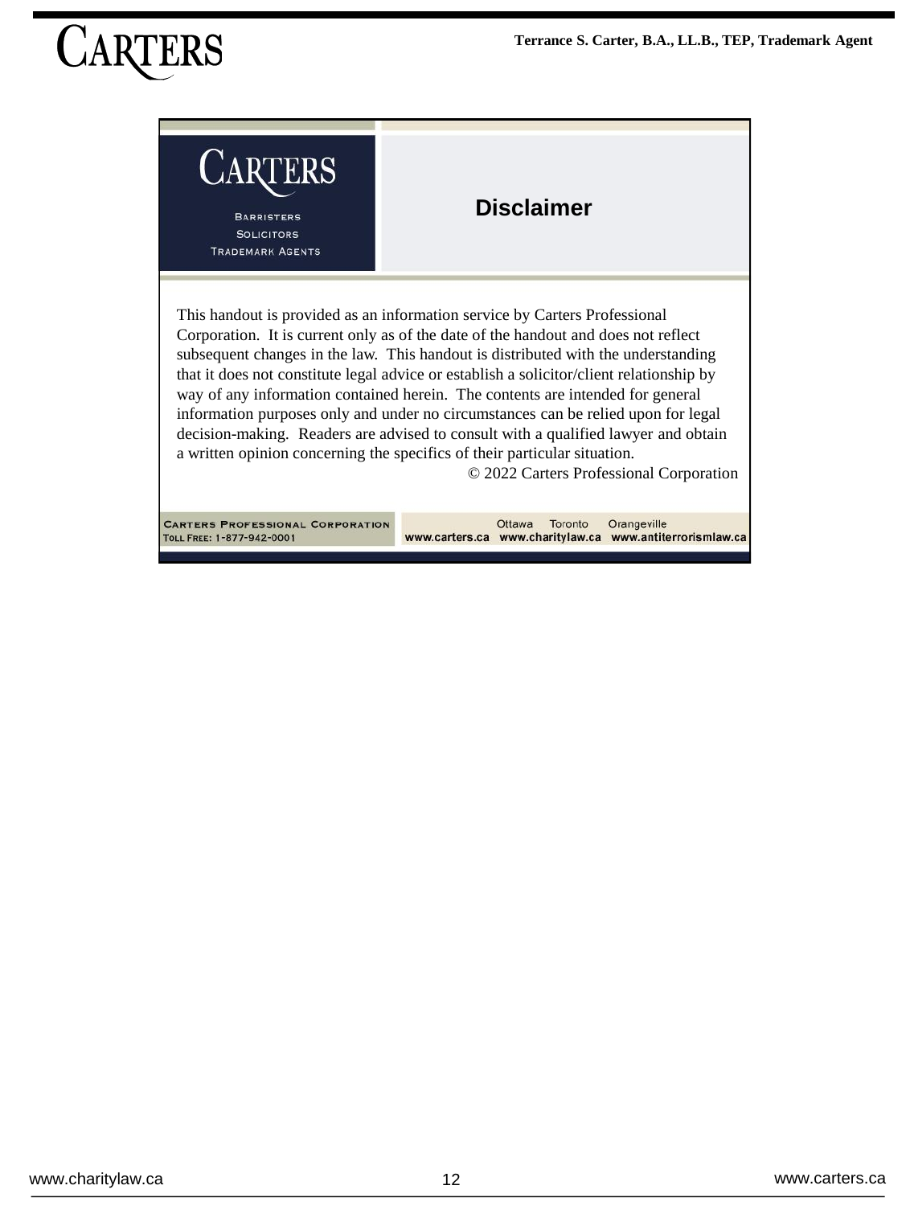## Disclaimer

This handout is provided as an information service by Carters Professional Corporation. It is current only as of the date of the handout and does not reflect subsequent changes in the law. This handout is distributed with the understanding that it does not constitute legal advice or establish a solicitor/client relationship by way of any information contained herein. The contents are intended for general information purposes only and under no circumstances can be relied upon for legal decision-making. Readers are advised to consult with a qualified lawyer and obtain a written opinion concerning the specifics of their particular situation.

© 2022 Carters Professional Corporation

CARTERS PROFESSIONAL CORPORATION
TOLL FREE: 1-877-942-0001

Ottawa Toronto Orangeville
www.carters.ca www.charitylaw.ca www.antiterrorismlaw.ca